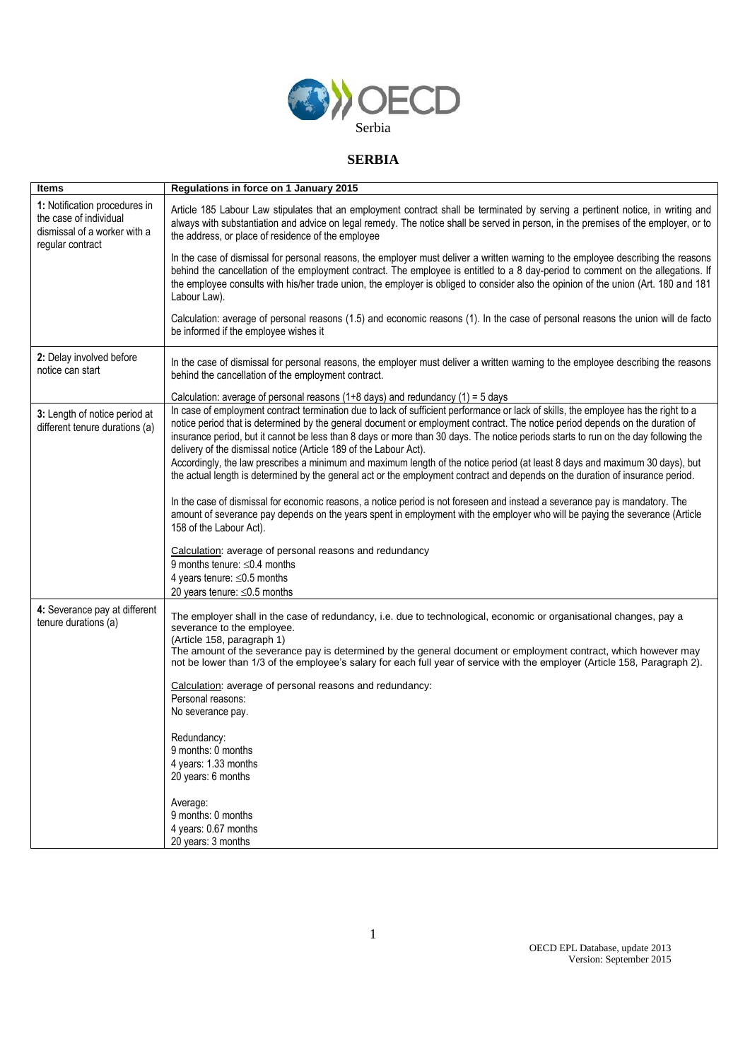# SERBIA

| Items | Regulations in force on 1 January 2015 |
|---|---|
| **1:** Notification procedures in the case of individual dismissal of a worker with a regular contract | Article 185 Labour Law stipulates that an employment contract shall be terminated by serving a pertinent notice, in writing and always with substantiation and advice on legal remedy. The notice shall be served in person, in the premises of the employer, or to the address, or place of residence of the employee<br><br>In the case of dismissal for personal reasons, the employer must deliver a written warning to the employee describing the reasons behind the cancellation of the employment contract. The employee is entitled to a 8 day-period to comment on the allegations. If the employee consults with his/her trade union, the employer is obliged to consider also the opinion of the union (Art. 180 and 181 Labour Law).<br><br>Calculation: average of personal reasons (1.5) and economic reasons (1). In the case of personal reasons the union will de facto be informed if the employee wishes it |
| **2:** Delay involved before notice can start | In the case of dismissal for personal reasons, the employer must deliver a written warning to the employee describing the reasons behind the cancellation of the employment contract.<br><br>Calculation: average of personal reasons (1+8 days) and redundancy (1) = 5 days |
| **3:** Length of notice period at different tenure durations (a) | In case of employment contract termination due to lack of sufficient performance or lack of skills, the employee has the right to a notice period that is determined by the general document or employment contract. The notice period depends on the duration of insurance period, but it cannot be less than 8 days or more than 30 days. The notice periods starts to run on the day following the delivery of the dismissal notice (Article 189 of the Labour Act).<br>Accordingly, the law prescribes a minimum and maximum length of the notice period (at least 8 days and maximum 30 days), but the actual length is determined by the general act or the employment contract and depends on the duration of insurance period.<br><br>In the case of dismissal for economic reasons, a notice period is not foreseen and instead a severance pay is mandatory. The amount of severance pay depends on the years spent in employment with the employer who will be paying the severance (Article 158 of the Labour Act).<br><br>Calculation: average of personal reasons and redundancy<br>9 months tenure: ≤0.4 months<br>4 years tenure: ≤0.5 months<br>20 years tenure: ≤0.5 months |
| **4:** Severance pay at different tenure durations (a) | The employer shall in the case of redundancy, i.e. due to technological, economic or organisational changes, pay a severance to the employee.<br>(Article 158, paragraph 1)<br>The amount of the severance pay is determined by the general document or employment contract, which however may not be lower than 1/3 of the employee's salary for each full year of service with the employer (Article 158, Paragraph 2).<br><br>Calculation: average of personal reasons and redundancy:<br>Personal reasons:<br>No severance pay.<br><br>Redundancy:<br>9 months: 0 months<br>4 years: 1.33 months<br>20 years: 6 months<br><br>Average:<br>9 months: 0 months<br>4 years: 0.67 months<br>20 years: 3 months |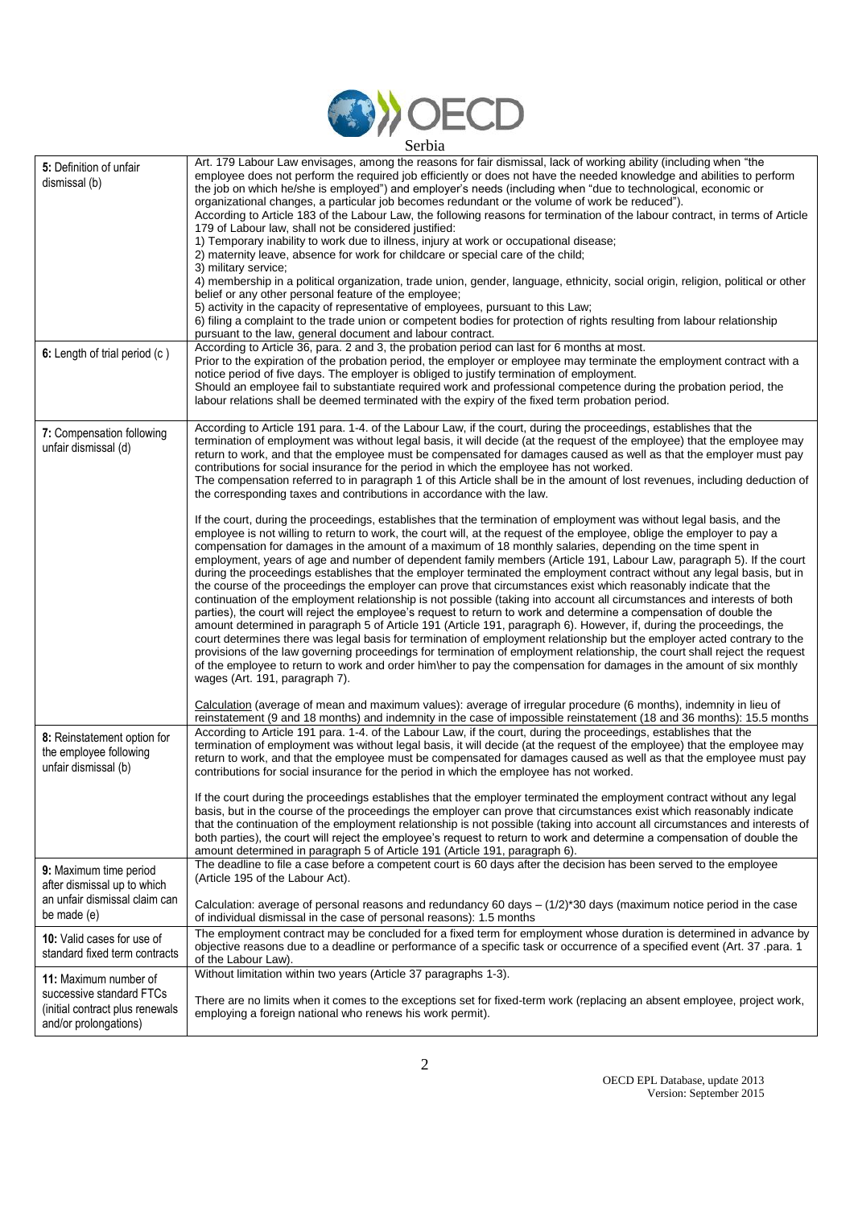Serbia

| | |
|---|---|
| **5:** Definition of unfair dismissal (b) | Art. 179 Labour Law envisages, among the reasons for fair dismissal, lack of working ability (including when "the employee does not perform the required job efficiently or does not have the needed knowledge and abilities to perform the job on which he/she is employed") and employer's needs (including when "due to technological, economic or organizational changes, a particular job becomes redundant or the volume of work be reduced").<br>According to Article 183 of the Labour Law, the following reasons for termination of the labour contract, in terms of Article 179 of Labour law, shall not be considered justified:<br>1) Temporary inability to work due to illness, injury at work or occupational disease;<br>2) maternity leave, absence for work for childcare or special care of the child;<br>3) military service;<br>4) membership in a political organization, trade union, gender, language, ethnicity, social origin, religion, political or other belief or any other personal feature of the employee;<br>5) activity in the capacity of representative of employees, pursuant to this Law;<br>6) filing a complaint to the trade union or competent bodies for protection of rights resulting from labour relationship pursuant to the law, general document and labour contract. |
| **6:** Length of trial period (c ) | According to Article 36, para. 2 and 3, the probation period can last for 6 months at most.<br>Prior to the expiration of the probation period, the employer or employee may terminate the employment contract with a notice period of five days. The employer is obliged to justify termination of employment.<br>Should an employee fail to substantiate required work and professional competence during the probation period, the labour relations shall be deemed terminated with the expiry of the fixed term probation period. |
| **7:** Compensation following unfair dismissal (d) | According to Article 191 para. 1-4. of the Labour Law, if the court, during the proceedings, establishes that the termination of employment was without legal basis, it will decide (at the request of the employee) that the employee may return to work, and that the employee must be compensated for damages caused as well as that the employer must pay contributions for social insurance for the period in which the employee has not worked.<br>The compensation referred to in paragraph 1 of this Article shall be in the amount of lost revenues, including deduction of the corresponding taxes and contributions in accordance with the law.<br><br>If the court, during the proceedings, establishes that the termination of employment was without legal basis, and the employee is not willing to return to work, the court will, at the request of the employee, oblige the employer to pay a compensation for damages in the amount of a maximum of 18 monthly salaries, depending on the time spent in employment, years of age and number of dependent family members (Article 191, Labour Law, paragraph 5). If the court during the proceedings establishes that the employer terminated the employment contract without any legal basis, but in the course of the proceedings the employer can prove that circumstances exist which reasonably indicate that the continuation of the employment relationship is not possible (taking into account all circumstances and interests of both parties), the court will reject the employee's request to return to work and determine a compensation of double the amount determined in paragraph 5 of Article 191 (Article 191, paragraph 6). However, if, during the proceedings, the court determines there was legal basis for termination of employment relationship but the employer acted contrary to the provisions of the law governing proceedings for termination of employment relationship, the court shall reject the request of the employee to return to work and order him\her to pay the compensation for damages in the amount of six monthly wages (Art. 191, paragraph 7).<br><br>Calculation (average of mean and maximum values): average of irregular procedure (6 months), indemnity in lieu of reinstatement (9 and 18 months) and indemnity in the case of impossible reinstatement (18 and 36 months): 15.5 months |
| **8:** Reinstatement option for the employee following unfair dismissal (b) | According to Article 191 para. 1-4. of the Labour Law, if the court, during the proceedings, establishes that the termination of employment was without legal basis, it will decide (at the request of the employee) that the employee may return to work, and that the employee must be compensated for damages caused as well as that the employee must pay contributions for social insurance for the period in which the employee has not worked.<br><br>If the court during the proceedings establishes that the employer terminated the employment contract without any legal basis, but in the course of the proceedings the employer can prove that circumstances exist which reasonably indicate that the continuation of the employment relationship is not possible (taking into account all circumstances and interests of both parties), the court will reject the employee's request to return to work and determine a compensation of double the amount determined in paragraph 5 of Article 191 (Article 191, paragraph 6). |
| **9:** Maximum time period after dismissal up to which an unfair dismissal claim can be made (e) | The deadline to file a case before a competent court is 60 days after the decision has been served to the employee (Article 195 of the Labour Act).<br><br>Calculation: average of personal reasons and redundancy 60 days – (1/2)*30 days (maximum notice period in the case of individual dismissal in the case of personal reasons): 1.5 months |
| **10:** Valid cases for use of standard fixed term contracts | The employment contract may be concluded for a fixed term for employment whose duration is determined in advance by objective reasons due to a deadline or performance of a specific task or occurrence of a specified event (Art. 37 .para. 1 of the Labour Law). |
| **11:** Maximum number of successive standard FTCs (initial contract plus renewals and/or prolongations) | Without limitation within two years (Article 37 paragraphs 1-3).<br><br>There are no limits when it comes to the exceptions set for fixed-term work (replacing an absent employee, project work, employing a foreign national who renews his work permit). |

OECD EPL Database, update 2013
Version: September 2015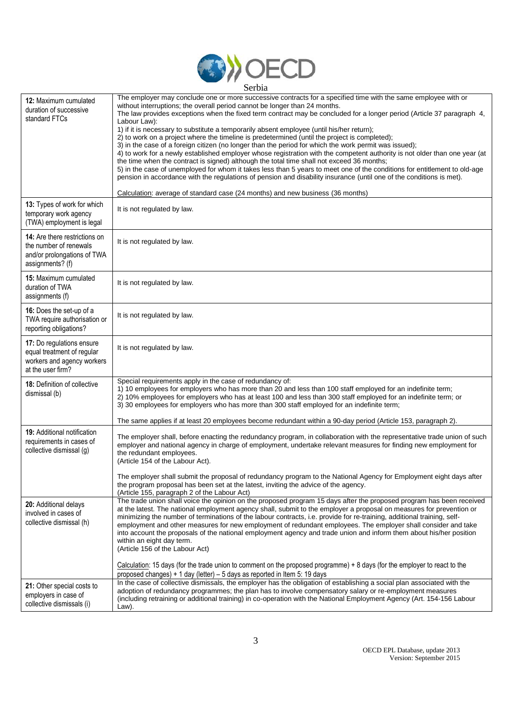Serbia

| | |
|---|---|
| **12:** Maximum cumulated duration of successive standard FTCs | The employer may conclude one or more successive contracts for a specified time with the same employee with or without interruptions; the overall period cannot be longer than 24 months.<br>The law provides exceptions when the fixed term contract may be concluded for a longer period (Article 37 paragraph 4, Labour Law):<br>1) if it is necessary to substitute a temporarily absent employee (until his/her return);<br>2) to work on a project where the timeline is predetermined (until the project is completed);<br>3) in the case of a foreign citizen (no longer than the period for which the work permit was issued);<br>4) to work for a newly established employer whose registration with the competent authority is not older than one year (at the time when the contract is signed) although the total time shall not exceed 36 months;<br>5) in the case of unemployed for whom it takes less than 5 years to meet one of the conditions for entitlement to old-age pension in accordance with the regulations of pension and disability insurance (until one of the conditions is met).<br><br>Calculation: average of standard case (24 months) and new business (36 months) |
| **13:** Types of work for which temporary work agency (TWA) employment is legal | It is not regulated by law. |
| **14:** Are there restrictions on the number of renewals and/or prolongations of TWA assignments? (f) | It is not regulated by law. |
| **15:** Maximum cumulated duration of TWA assignments (f) | It is not regulated by law. |
| **16:** Does the set-up of a TWA require authorisation or reporting obligations? | It is not regulated by law. |
| **17:** Do regulations ensure equal treatment of regular workers and agency workers at the user firm? | It is not regulated by law. |
| **18:** Definition of collective dismissal (b) | Special requirements apply in the case of redundancy of:<br>1) 10 employees for employers who has more than 20 and less than 100 staff employed for an indefinite term;<br>2) 10% employees for employers who has at least 100 and less than 300 staff employed for an indefinite term; or<br>3) 30 employees for employers who has more than 300 staff employed for an indefinite term;<br><br>The same applies if at least 20 employees become redundant within a 90-day period (Article 153, paragraph 2). |
| **19:** Additional notification requirements in cases of collective dismissal (g) | The employer shall, before enacting the redundancy program, in collaboration with the representative trade union of such employer and national agency in charge of employment, undertake relevant measures for finding new employment for the redundant employees.<br>(Article 154 of the Labour Act).<br><br>The employer shall submit the proposal of redundancy program to the National Agency for Employment eight days after the program proposal has been set at the latest, inviting the advice of the agency.<br>(Article 155, paragraph 2 of the Labour Act) |
| **20:** Additional delays involved in cases of collective dismissal (h) | The trade union shall voice the opinion on the proposed program 15 days after the proposed program has been received at the latest. The national employment agency shall, submit to the employer a proposal on measures for prevention or minimizing the number of terminations of the labour contracts, i.e. provide for re-training, additional training, self-employment and other measures for new employment of redundant employees. The employer shall consider and take into account the proposals of the national employment agency and trade union and inform them about his/her position within an eight day term.<br>(Article 156 of the Labour Act)<br><br>Calculation: 15 days (for the trade union to comment on the proposed programme) + 8 days (for the employer to react to the proposed changes) + 1 day (letter) – 5 days as reported in Item 5: 19 days |
| **21:** Other special costs to employers in case of collective dismissals (i) | In the case of collective dismissals, the employer has the obligation of establishing a social plan associated with the adoption of redundancy programmes; the plan has to involve compensatory salary or re-employment measures (including retraining or additional training) in co-operation with the National Employment Agency (Art. 154-156 Labour Law). |

OECD EPL Database, update 2013
Version: September 2015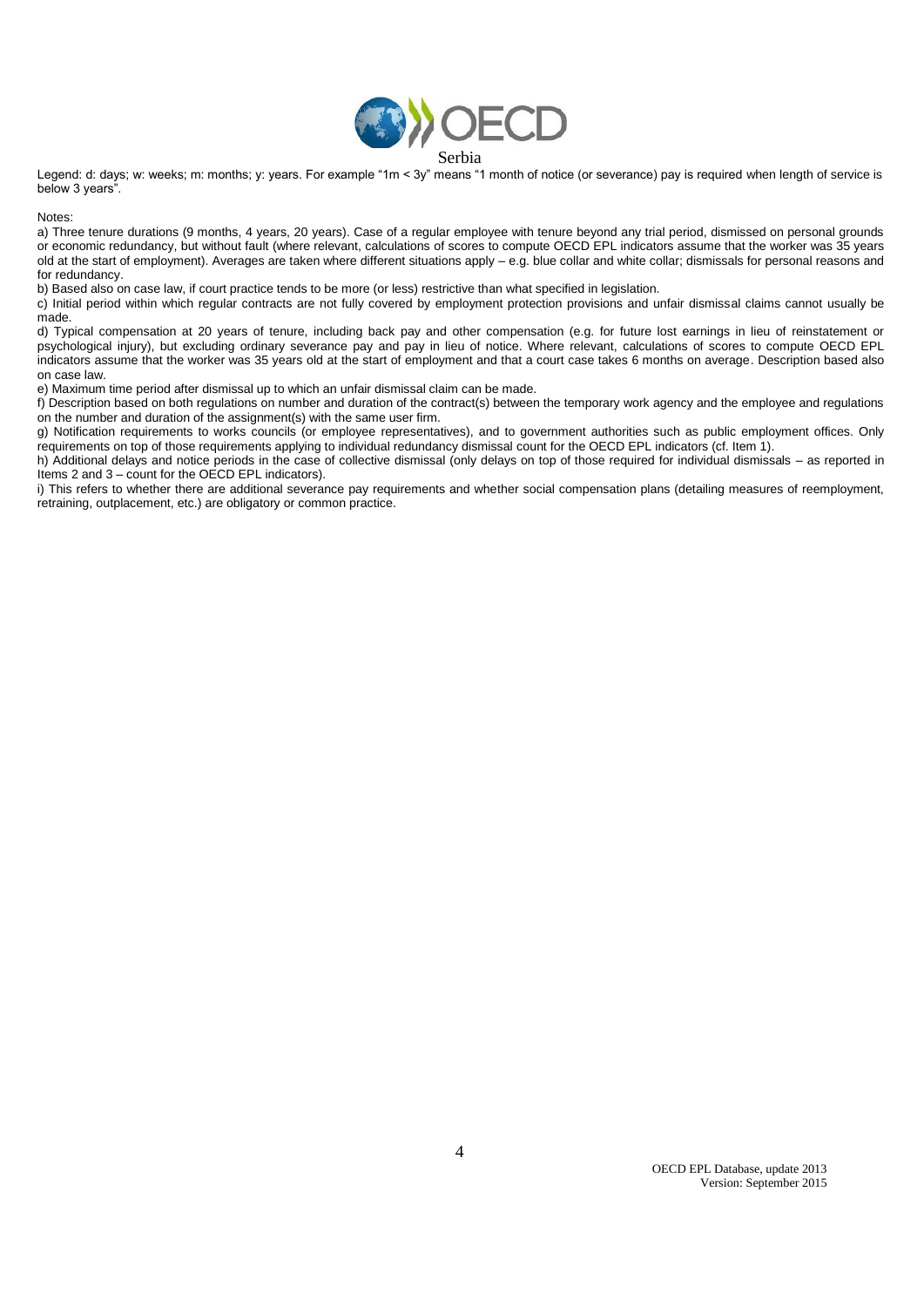Serbia

Legend: d: days; w: weeks; m: months; y: years. For example "1m < 3y" means "1 month of notice (or severance) pay is required when length of service is below 3 years".

Notes:

a) Three tenure durations (9 months, 4 years, 20 years). Case of a regular employee with tenure beyond any trial period, dismissed on personal grounds or economic redundancy, but without fault (where relevant, calculations of scores to compute OECD EPL indicators assume that the worker was 35 years old at the start of employment). Averages are taken where different situations apply – e.g. blue collar and white collar; dismissals for personal reasons and for redundancy.

b) Based also on case law, if court practice tends to be more (or less) restrictive than what specified in legislation.

c) Initial period within which regular contracts are not fully covered by employment protection provisions and unfair dismissal claims cannot usually be made.

d) Typical compensation at 20 years of tenure, including back pay and other compensation (e.g. for future lost earnings in lieu of reinstatement or psychological injury), but excluding ordinary severance pay and pay in lieu of notice. Where relevant, calculations of scores to compute OECD EPL indicators assume that the worker was 35 years old at the start of employment and that a court case takes 6 months on average. Description based also on case law.

e) Maximum time period after dismissal up to which an unfair dismissal claim can be made.

f) Description based on both regulations on number and duration of the contract(s) between the temporary work agency and the employee and regulations on the number and duration of the assignment(s) with the same user firm.

g) Notification requirements to works councils (or employee representatives), and to government authorities such as public employment offices. Only requirements on top of those requirements applying to individual redundancy dismissal count for the OECD EPL indicators (cf. Item 1).

h) Additional delays and notice periods in the case of collective dismissal (only delays on top of those required for individual dismissals – as reported in Items 2 and 3 – count for the OECD EPL indicators).

i) This refers to whether there are additional severance pay requirements and whether social compensation plans (detailing measures of reemployment, retraining, outplacement, etc.) are obligatory or common practice.